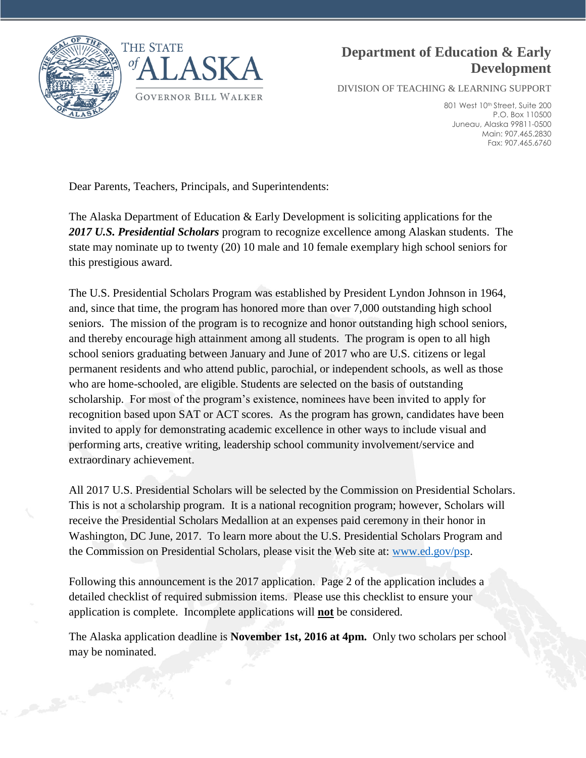THE STATE of ALASKA

GOVERNOR BILL WALKER

# Department of Education & Early Development

DIVISION OF TEACHING & LEARNING SUPPORT

801 West 10th Street, Suite 200
P.O. Box 110500
Juneau, Alaska 99811-0500
Main: 907.465.2830
Fax: 907.465.6760

Dear Parents, Teachers, Principals, and Superintendents:

The Alaska Department of Education & Early Development is soliciting applications for the ***2017 U.S. Presidential Scholars*** program to recognize excellence among Alaskan students. The state may nominate up to twenty (20) 10 male and 10 female exemplary high school seniors for this prestigious award.

The U.S. Presidential Scholars Program was established by President Lyndon Johnson in 1964, and, since that time, the program has honored more than over 7,000 outstanding high school seniors. The mission of the program is to recognize and honor outstanding high school seniors, and thereby encourage high attainment among all students. The program is open to all high school seniors graduating between January and June of 2017 who are U.S. citizens or legal permanent residents and who attend public, parochial, or independent schools, as well as those who are home-schooled, are eligible. Students are selected on the basis of outstanding scholarship. For most of the program's existence, nominees have been invited to apply for recognition based upon SAT or ACT scores. As the program has grown, candidates have been invited to apply for demonstrating academic excellence in other ways to include visual and performing arts, creative writing, leadership school community involvement/service and extraordinary achievement.

All 2017 U.S. Presidential Scholars will be selected by the Commission on Presidential Scholars. This is not a scholarship program. It is a national recognition program; however, Scholars will receive the Presidential Scholars Medallion at an expenses paid ceremony in their honor in Washington, DC June, 2017. To learn more about the U.S. Presidential Scholars Program and the Commission on Presidential Scholars, please visit the Web site at: www.ed.gov/psp.

Following this announcement is the 2017 application. Page 2 of the application includes a detailed checklist of required submission items. Please use this checklist to ensure your application is complete. Incomplete applications will **not** be considered.

The Alaska application deadline is **November 1st, 2016 at 4pm.** Only two scholars per school may be nominated.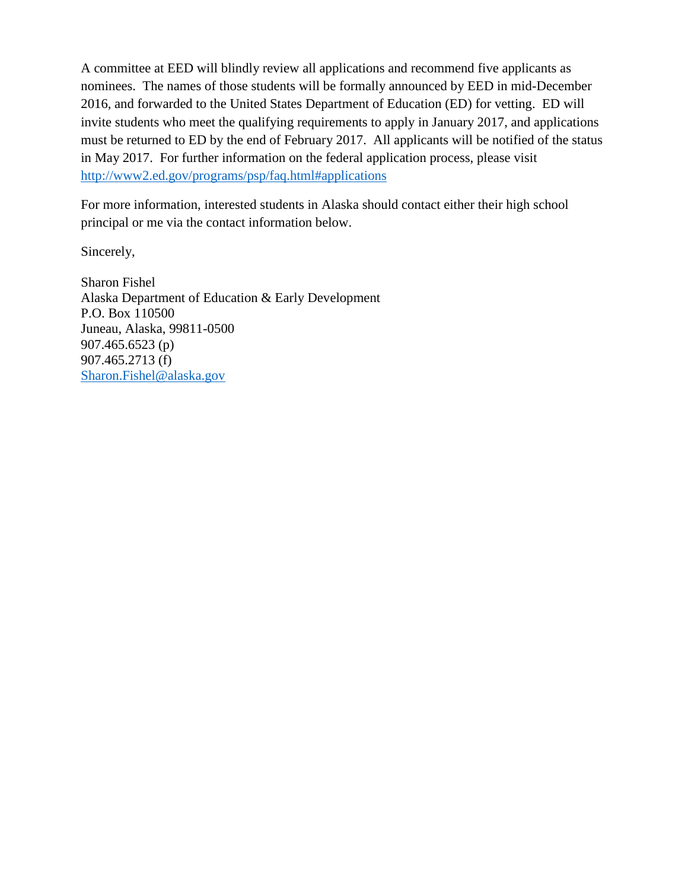A committee at EED will blindly review all applications and recommend five applicants as nominees. The names of those students will be formally announced by EED in mid-December 2016, and forwarded to the United States Department of Education (ED) for vetting. ED will invite students who meet the qualifying requirements to apply in January 2017, and applications must be returned to ED by the end of February 2017. All applicants will be notified of the status in May 2017. For further information on the federal application process, please visit [http://www2.ed.gov/programs/psp/faq.html#applications](http://www2.ed.gov/programs/psp/faq.html#applications)

For more information, interested students in Alaska should contact either their high school principal or me via the contact information below.

Sincerely,

Sharon Fishel  
Alaska Department of Education & Early Development  
P.O. Box 110500  
Juneau, Alaska, 99811-0500  
907.465.6523 (p)  
907.465.2713 (f)  
[Sharon.Fishel@alaska.gov](mailto:Sharon.Fishel@alaska.gov)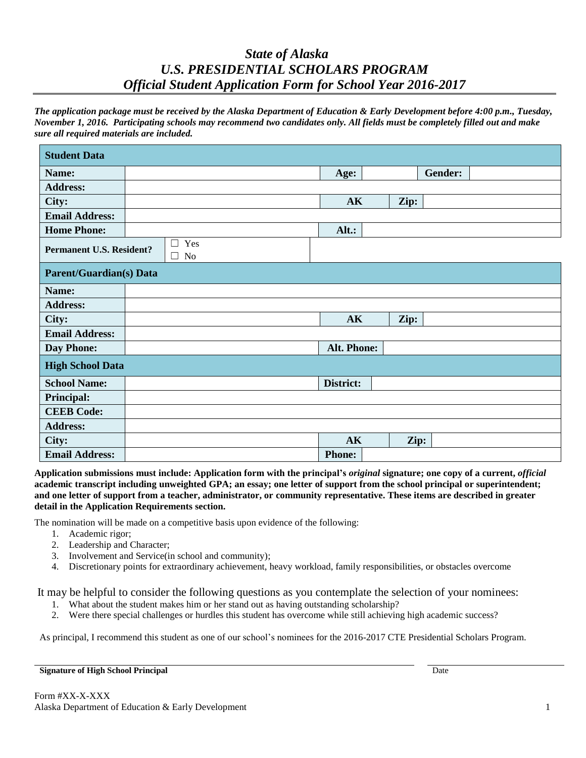# *State of Alaska*
# *U.S. PRESIDENTIAL SCHOLARS PROGRAM*
# *Official Student Application Form for School Year 2016-2017*

***The application package must be received by the Alaska Department of Education & Early Development before 4:00 p.m., Tuesday, November 1, 2016. Participating schools may recommend two candidates only. All fields must be completely filled out and make sure all required materials are included.***

| **Student Data** | | | | | |
|---|---|---|---|---|---|
| **Name:** | | **Age:** | | **Gender:** | |
| **Address:** | | | | | |
| **City:** | | **AK** | | **Zip:** | |
| **Email Address:** | | | | | |
| **Home Phone:** | | **Alt.:** | | | |
| **Permanent U.S. Resident?** | ☐ Yes ☐ No | | | | |
| **Parent/Guardian(s) Data** | | | | | |
| **Name:** | | | | | |
| **Address:** | | | | | |
| **City:** | | **AK** | | **Zip:** | |
| **Email Address:** | | | | | |
| **Day Phone:** | | **Alt. Phone:** | | | |
| **High School Data** | | | | | |
| **School Name:** | | **District:** | | | |
| **Principal:** | | | | | |
| **CEEB Code:** | | | | | |
| **Address:** | | | | | |
| **City:** | | **AK** | | **Zip:** | |
| **Email Address:** | | **Phone:** | | | |

**Application submissions must include: Application form with the principal's *original* signature; one copy of a current, *official* academic transcript including unweighted GPA; an essay; one letter of support from the school principal or superintendent; and one letter of support from a teacher, administrator, or community representative. These items are described in greater detail in the Application Requirements section.**

The nomination will be made on a competitive basis upon evidence of the following:

1. Academic rigor;
2. Leadership and Character;
3. Involvement and Service(in school and community);
4. Discretionary points for extraordinary achievement, heavy workload, family responsibilities, or obstacles overcome

It may be helpful to consider the following questions as you contemplate the selection of your nominees:

1. What about the student makes him or her stand out as having outstanding scholarship?
2. Were there special challenges or hurdles this student has overcome while still achieving high academic success?

As principal, I recommend this student as one of our school's nominees for the 2016-2017 CTE Presidential Scholars Program.

______________________________________________ ____________________

**Signature of High School Principal** Date

Form #XX-X-XXX
Alaska Department of Education & Early Development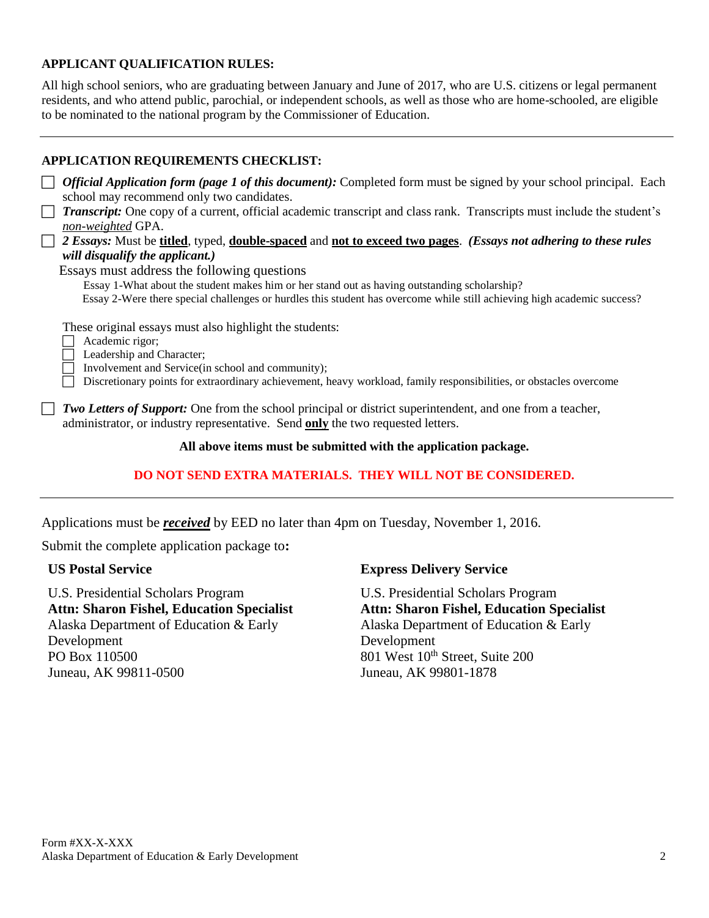## APPLICANT QUALIFICATION RULES:

All high school seniors, who are graduating between January and June of 2017, who are U.S. citizens or legal permanent residents, and who attend public, parochial, or independent schools, as well as those who are home-schooled, are eligible to be nominated to the national program by the Commissioner of Education.

---

## APPLICATION REQUIREMENTS CHECKLIST:

- ☐ ***Official Application form (page 1 of this document):*** Completed form must be signed by your school principal. Each school may recommend only two candidates.
- ☐ ***Transcript:*** One copy of a current, official academic transcript and class rank. Transcripts must include the student's *non-weighted* GPA.
- ☐ ***2 Essays:*** Must be **titled**, typed, **double-spaced** and **not to exceed two pages**. ***(Essays not adhering to these rules will disqualify the applicant.)***

  Essays must address the following questions

  Essay 1-What about the student makes him or her stand out as having outstanding scholarship?

  Essay 2-Were there special challenges or hurdles this student has overcome while still achieving high academic success?

  These original essays must also highlight the students:
  - ☐ Academic rigor;
  - ☐ Leadership and Character;
  - ☐ Involvement and Service(in school and community);
  - ☐ Discretionary points for extraordinary achievement, heavy workload, family responsibilities, or obstacles overcome

- ☐ ***Two Letters of Support:*** One from the school principal or district superintendent, and one from a teacher, administrator, or industry representative. Send **only** the two requested letters.

**All above items must be submitted with the application package.**

**DO NOT SEND EXTRA MATERIALS. THEY WILL NOT BE CONSIDERED.**

---

Applications must be ***received*** by EED no later than 4pm on Tuesday, November 1, 2016.

Submit the complete application package to**:**

**US Postal Service**

U.S. Presidential Scholars Program
**Attn: Sharon Fishel, Education Specialist**
Alaska Department of Education & Early Development
PO Box 110500
Juneau, AK 99811-0500

**Express Delivery Service**

U.S. Presidential Scholars Program
**Attn: Sharon Fishel, Education Specialist**
Alaska Department of Education & Early Development
801 West 10th Street, Suite 200
Juneau, AK 99801-1878

Form #XX-X-XXX
Alaska Department of Education & Early Development